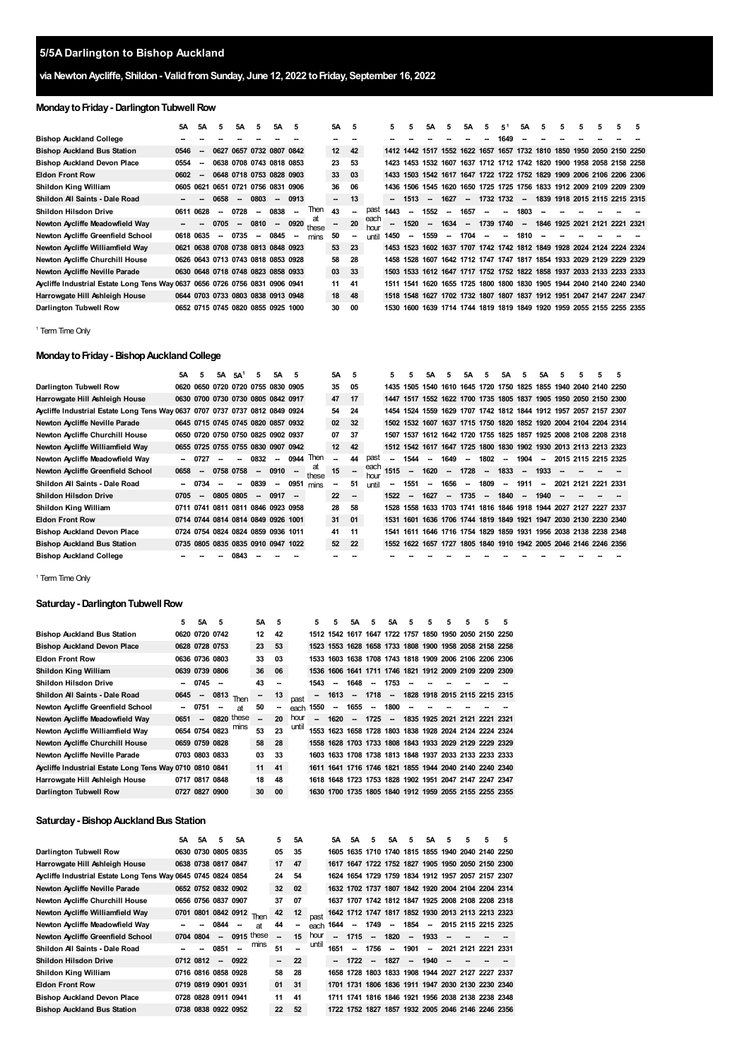# 5/5A Darlington to Bishop Auckland

## via Newton Aycliffe, Shildon - Valid from Sunday, June 12, 2022 to Friday, September 16, 2022

### Monday to Friday - Darlington Tubwell Row

| | 5A | 5A | 5 | 5A | 5 | 5A | 5 | Then at these mins | 5A | 5 | past each hour until | 5 | 5 | 5A | 5 | 5A | 5 | 5[1] | 5A | 5 | 5 | 5 | 5 | 5 | 5 |
|---|---|---|---|---|---|---|---|---|---|---|---|---|---|---|---|---|---|---|---|---|---|---|---|---|---|
| Bishop Auckland College | -- | -- | -- | -- | -- | -- | -- | | -- | -- | | -- | -- | -- | -- | -- | -- | 1649 | -- | -- | -- | -- | -- | -- | -- |
| Bishop Auckland Bus Station | 0546 | -- | 0627 | 0657 | 0732 | 0807 | 0842 | | 12 | 42 | | 1412 | 1442 | 1517 | 1552 | 1622 | 1657 | 1657 | 1732 | 1810 | 1850 | 1950 | 2050 | 2150 | 2250 |
| Bishop Auckland Devon Place | 0554 | -- | 0638 | 0708 | 0743 | 0818 | 0853 | | 23 | 53 | | 1423 | 1453 | 1532 | 1607 | 1637 | 1712 | 1712 | 1742 | 1820 | 1900 | 1958 | 2058 | 2158 | 2258 |
| Eldon Front Row | 0602 | -- | 0648 | 0718 | 0753 | 0828 | 0903 | | 33 | 03 | | 1433 | 1503 | 1542 | 1617 | 1647 | 1722 | 1722 | 1752 | 1829 | 1909 | 2006 | 2106 | 2206 | 2306 |
| Shildon King William | 0605 | 0621 | 0651 | 0721 | 0756 | 0831 | 0906 | | 36 | 06 | | 1436 | 1506 | 1545 | 1620 | 1650 | 1725 | 1725 | 1756 | 1833 | 1912 | 2009 | 2109 | 2209 | 2309 |
| Shildon All Saints - Dale Road | -- | -- | 0658 | -- | 0803 | -- | 0913 | | -- | 13 | | -- | 1513 | -- | 1627 | -- | 1732 | 1732 | -- | 1839 | 1918 | 2015 | 2115 | 2215 | 2315 |
| Shildon Hilsdon Drive | 0611 | 0628 | -- | 0728 | -- | 0838 | -- | | 43 | -- | | 1443 | -- | 1552 | -- | 1657 | -- | -- | 1803 | -- | -- | -- | -- | -- | -- |
| Newton Aycliffe Meadowfield Way | -- | -- | 0705 | -- | 0810 | -- | 0920 | | -- | 20 | | -- | 1520 | -- | 1634 | -- | 1739 | 1740 | -- | 1846 | 1925 | 2021 | 2121 | 2221 | 2321 |
| Newton Aycliffe Greenfield School | 0618 | 0635 | -- | 0735 | -- | 0845 | -- | | 50 | -- | | 1450 | -- | 1559 | -- | 1704 | -- | -- | 1810 | -- | -- | -- | -- | -- | -- |
| Newton Aycliffe Williamfield Way | 0621 | 0638 | 0708 | 0738 | 0813 | 0848 | 0923 | | 53 | 23 | | 1453 | 1523 | 1602 | 1637 | 1707 | 1742 | 1742 | 1812 | 1849 | 1928 | 2024 | 2124 | 2224 | 2324 |
| Newton Aycliffe Churchill House | 0626 | 0643 | 0713 | 0743 | 0818 | 0853 | 0928 | | 58 | 28 | | 1458 | 1528 | 1607 | 1642 | 1712 | 1747 | 1747 | 1817 | 1854 | 1933 | 2029 | 2129 | 2229 | 2329 |
| Newton Aycliffe Neville Parade | 0630 | 0648 | 0718 | 0748 | 0823 | 0858 | 0933 | | 03 | 33 | | 1503 | 1533 | 1612 | 1647 | 1717 | 1752 | 1752 | 1822 | 1858 | 1937 | 2033 | 2133 | 2233 | 2333 |
| Aycliffe Industrial Estate Long Tens Way | 0637 | 0656 | 0726 | 0756 | 0831 | 0906 | 0941 | | 11 | 41 | | 1511 | 1541 | 1620 | 1655 | 1725 | 1800 | 1800 | 1830 | 1905 | 1944 | 2040 | 2140 | 2240 | 2340 |
| Harrowgate Hill Ashleigh House | 0644 | 0703 | 0733 | 0803 | 0838 | 0913 | 0948 | | 18 | 48 | | 1518 | 1548 | 1627 | 1702 | 1732 | 1807 | 1807 | 1837 | 1912 | 1951 | 2047 | 2147 | 2247 | 2347 |
| Darlington Tubwell Row | 0652 | 0715 | 0745 | 0820 | 0855 | 0925 | 1000 | | 30 | 00 | | 1530 | 1600 | 1639 | 1714 | 1744 | 1819 | 1819 | 1849 | 1920 | 1959 | 2055 | 2155 | 2255 | 2355 |

[1] Term Time Only

### Monday to Friday - Bishop Auckland College

| | 5A | 5 | 5A | 5A[1] | 5 | 5A | 5 | Then at these mins | 5A | 5 | past each hour until | 5 | 5 | 5A | 5 | 5A | 5 | 5A | 5 | 5A | 5 | 5 | 5 | 5 |
|---|---|---|---|---|---|---|---|---|---|---|---|---|---|---|---|---|---|---|---|---|---|---|---|---|
| Darlington Tubwell Row | 0620 | 0650 | 0720 | 0720 | 0755 | 0830 | 0905 | | 35 | 05 | | 1435 | 1505 | 1540 | 1610 | 1645 | 1720 | 1750 | 1825 | 1855 | 1940 | 2040 | 2140 | 2250 |
| Harrowgate Hill Ashleigh House | 0630 | 0700 | 0730 | 0730 | 0805 | 0842 | 0917 | | 47 | 17 | | 1447 | 1517 | 1552 | 1622 | 1700 | 1735 | 1805 | 1837 | 1905 | 1950 | 2050 | 2150 | 2300 |
| Aycliffe Industrial Estate Long Tens Way | 0637 | 0707 | 0737 | 0737 | 0812 | 0849 | 0924 | | 54 | 24 | | 1454 | 1524 | 1559 | 1629 | 1707 | 1742 | 1812 | 1844 | 1912 | 1957 | 2057 | 2157 | 2307 |
| Newton Aycliffe Neville Parade | 0645 | 0715 | 0745 | 0745 | 0820 | 0857 | 0932 | | 02 | 32 | | 1502 | 1532 | 1607 | 1637 | 1715 | 1750 | 1820 | 1852 | 1920 | 2004 | 2104 | 2204 | 2314 |
| Newton Aycliffe Churchill House | 0650 | 0720 | 0750 | 0750 | 0825 | 0902 | 0937 | | 07 | 37 | | 1507 | 1537 | 1612 | 1642 | 1720 | 1755 | 1825 | 1857 | 1925 | 2008 | 2108 | 2208 | 2318 |
| Newton Aycliffe Williamfield Way | 0655 | 0725 | 0755 | 0755 | 0830 | 0907 | 0942 | | 12 | 42 | | 1512 | 1542 | 1617 | 1647 | 1725 | 1800 | 1830 | 1902 | 1930 | 2013 | 2113 | 2213 | 2323 |
| Newton Aycliffe Meadowfield Way | -- | 0727 | -- | -- | 0832 | -- | 0944 | | -- | 44 | | -- | 1544 | -- | 1649 | -- | 1802 | -- | 1904 | -- | 2015 | 2115 | 2215 | 2325 |
| Newton Aycliffe Greenfield School | 0658 | -- | 0758 | 0758 | -- | 0910 | -- | | 15 | -- | | 1515 | -- | 1620 | -- | 1728 | -- | 1833 | -- | 1933 | -- | -- | -- | -- |
| Shildon All Saints - Dale Road | -- | 0734 | -- | -- | 0839 | -- | 0951 | | -- | 51 | | -- | 1551 | -- | 1656 | -- | 1809 | -- | 1911 | -- | 2021 | 2121 | 2221 | 2331 |
| Shildon Hilsdon Drive | 0705 | -- | 0805 | 0805 | -- | 0917 | -- | | 22 | -- | | 1522 | -- | 1627 | -- | 1735 | -- | 1840 | -- | 1940 | -- | -- | -- | -- |
| Shildon King William | 0711 | 0741 | 0811 | 0811 | 0846 | 0923 | 0958 | | 28 | 58 | | 1528 | 1558 | 1633 | 1703 | 1741 | 1816 | 1846 | 1918 | 1944 | 2027 | 2127 | 2227 | 2337 |
| Eldon Front Row | 0714 | 0744 | 0814 | 0814 | 0849 | 0926 | 1001 | | 31 | 01 | | 1531 | 1601 | 1636 | 1706 | 1744 | 1819 | 1849 | 1921 | 1947 | 2030 | 2130 | 2230 | 2340 |
| Bishop Auckland Devon Place | 0724 | 0754 | 0824 | 0824 | 0859 | 0936 | 1011 | | 41 | 11 | | 1541 | 1611 | 1646 | 1716 | 1754 | 1829 | 1859 | 1931 | 1956 | 2038 | 2138 | 2238 | 2348 |
| Bishop Auckland Bus Station | 0735 | 0805 | 0835 | 0835 | 0910 | 0947 | 1022 | | 52 | 22 | | 1552 | 1622 | 1657 | 1727 | 1805 | 1840 | 1910 | 1942 | 2005 | 2046 | 2146 | 2246 | 2356 |
| Bishop Auckland College | -- | -- | -- | 0843 | -- | -- | -- | | -- | -- | | -- | -- | -- | -- | -- | -- | -- | -- | -- | -- | -- | -- | -- |

[1] Term Time Only

### Saturday - Darlington Tubwell Row

| | 5 | 5A | 5 | Then at these mins | 5A | 5 | past each hour until | 5 | 5 | 5A | 5 | 5A | 5 | 5 | 5 | 5 | 5 | 5 |
|---|---|---|---|---|---|---|---|---|---|---|---|---|---|---|---|---|---|---|
| Bishop Auckland Bus Station | 0620 | 0720 | 0742 | | 12 | 42 | | 1512 | 1542 | 1617 | 1647 | 1722 | 1757 | 1850 | 1950 | 2050 | 2150 | 2250 |
| Bishop Auckland Devon Place | 0628 | 0728 | 0753 | | 23 | 53 | | 1523 | 1553 | 1628 | 1658 | 1733 | 1808 | 1900 | 1958 | 2058 | 2158 | 2258 |
| Eldon Front Row | 0636 | 0736 | 0803 | | 33 | 03 | | 1533 | 1603 | 1638 | 1708 | 1743 | 1818 | 1909 | 2006 | 2106 | 2206 | 2306 |
| Shildon King William | 0639 | 0739 | 0806 | | 36 | 06 | | 1536 | 1606 | 1641 | 1711 | 1746 | 1821 | 1912 | 2009 | 2109 | 2209 | 2309 |
| Shildon Hilsdon Drive | -- | 0745 | -- | | 43 | -- | | 1543 | -- | 1648 | -- | 1753 | -- | -- | -- | -- | -- | -- |
| Shildon All Saints - Dale Road | 0645 | -- | 0813 | | -- | 13 | | -- | 1613 | -- | 1718 | -- | 1828 | 1918 | 2015 | 2115 | 2215 | 2315 |
| Newton Aycliffe Greenfield School | -- | 0751 | -- | | 50 | -- | | 1550 | -- | 1655 | -- | 1800 | -- | -- | -- | -- | -- | -- |
| Newton Aycliffe Meadowfield Way | 0651 | -- | 0820 | | -- | 20 | | -- | 1620 | -- | 1725 | -- | 1835 | 1925 | 2021 | 2121 | 2221 | 2321 |
| Newton Aycliffe Williamfield Way | 0654 | 0754 | 0823 | | 53 | 23 | | 1553 | 1623 | 1658 | 1728 | 1803 | 1838 | 1928 | 2024 | 2124 | 2224 | 2324 |
| Newton Aycliffe Churchill House | 0659 | 0759 | 0828 | | 58 | 28 | | 1558 | 1628 | 1703 | 1733 | 1808 | 1843 | 1933 | 2029 | 2129 | 2229 | 2329 |
| Newton Aycliffe Neville Parade | 0703 | 0803 | 0833 | | 03 | 33 | | 1603 | 1633 | 1708 | 1738 | 1813 | 1848 | 1937 | 2033 | 2133 | 2233 | 2333 |
| Aycliffe Industrial Estate Long Tens Way | 0710 | 0810 | 0841 | | 11 | 41 | | 1611 | 1641 | 1716 | 1746 | 1821 | 1855 | 1944 | 2040 | 2140 | 2240 | 2340 |
| Harrowgate Hill Ashleigh House | 0717 | 0817 | 0848 | | 18 | 48 | | 1618 | 1648 | 1723 | 1753 | 1828 | 1902 | 1951 | 2047 | 2147 | 2247 | 2347 |
| Darlington Tubwell Row | 0727 | 0827 | 0900 | | 30 | 00 | | 1630 | 1700 | 1735 | 1805 | 1840 | 1912 | 1959 | 2055 | 2155 | 2255 | 2355 |

### Saturday - Bishop Auckland Bus Station

| | 5A | 5A | 5 | 5A | Then at these mins | 5 | 5A | past each hour until | 5A | 5A | 5 | 5A | 5 | 5A | 5 | 5 | 5 | 5 |
|---|---|---|---|---|---|---|---|---|---|---|---|---|---|---|---|---|---|---|
| Darlington Tubwell Row | 0630 | 0730 | 0805 | 0835 | | 05 | 35 | | 1605 | 1635 | 1710 | 1740 | 1815 | 1855 | 1940 | 2040 | 2140 | 2250 |
| Harrowgate Hill Ashleigh House | 0638 | 0738 | 0817 | 0847 | | 17 | 47 | | 1617 | 1647 | 1722 | 1752 | 1827 | 1905 | 1950 | 2050 | 2150 | 2300 |
| Aycliffe Industrial Estate Long Tens Way | 0645 | 0745 | 0824 | 0854 | | 24 | 54 | | 1624 | 1654 | 1729 | 1759 | 1834 | 1912 | 1957 | 2057 | 2157 | 2307 |
| Newton Aycliffe Neville Parade | 0652 | 0752 | 0832 | 0902 | | 32 | 02 | | 1632 | 1702 | 1737 | 1807 | 1842 | 1920 | 2004 | 2104 | 2204 | 2314 |
| Newton Aycliffe Churchill House | 0656 | 0756 | 0837 | 0907 | | 37 | 07 | | 1637 | 1707 | 1742 | 1812 | 1847 | 1925 | 2008 | 2108 | 2208 | 2318 |
| Newton Aycliffe Williamfield Way | 0701 | 0801 | 0842 | 0912 | | 42 | 12 | | 1642 | 1712 | 1747 | 1817 | 1852 | 1930 | 2013 | 2113 | 2213 | 2323 |
| Newton Aycliffe Meadowfield Way | -- | -- | 0844 | -- | | 44 | -- | | 1644 | -- | 1749 | -- | 1854 | -- | 2015 | 2115 | 2215 | 2325 |
| Newton Aycliffe Greenfield School | 0704 | 0804 | -- | 0915 | | -- | 15 | | -- | 1715 | -- | 1820 | -- | 1933 | -- | -- | -- | -- |
| Shildon All Saints - Dale Road | -- | -- | 0851 | -- | | 51 | -- | | 1651 | -- | 1756 | -- | 1901 | -- | 2021 | 2121 | 2221 | 2331 |
| Shildon Hilsdon Drive | 0712 | 0812 | -- | 0922 | | -- | 22 | | -- | 1722 | -- | 1827 | -- | 1940 | -- | -- | -- | -- |
| Shildon King William | 0716 | 0816 | 0858 | 0928 | | 58 | 28 | | 1658 | 1728 | 1803 | 1833 | 1908 | 1944 | 2027 | 2127 | 2227 | 2337 |
| Eldon Front Row | 0719 | 0819 | 0901 | 0931 | | 01 | 31 | | 1701 | 1731 | 1806 | 1836 | 1911 | 1947 | 2030 | 2130 | 2230 | 2340 |
| Bishop Auckland Devon Place | 0728 | 0828 | 0911 | 0941 | | 11 | 41 | | 1711 | 1741 | 1816 | 1846 | 1921 | 1956 | 2038 | 2138 | 2238 | 2348 |
| Bishop Auckland Bus Station | 0738 | 0838 | 0922 | 0952 | | 22 | 52 | | 1722 | 1752 | 1827 | 1857 | 1932 | 2005 | 2046 | 2146 | 2246 | 2356 |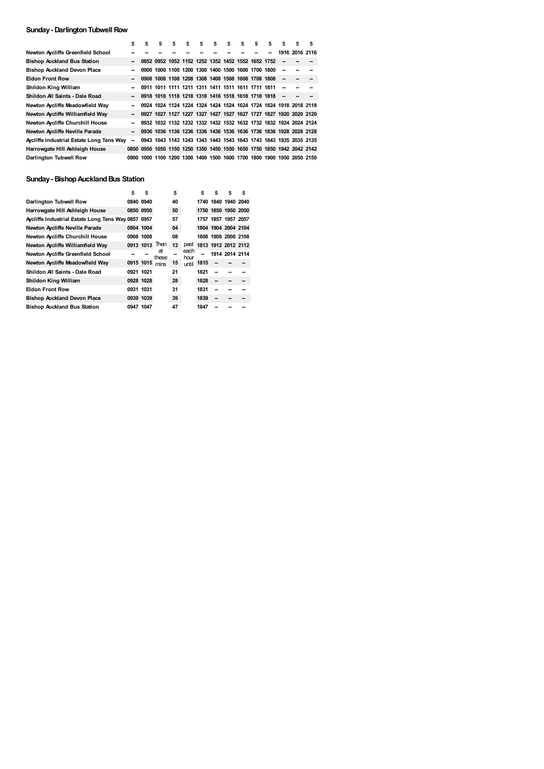## Sunday - Darlington Tubwell Row

| | 5 | 5 | 5 | 5 | 5 | 5 | 5 | 5 | 5 | 5 | 5 | 5 | 5 |
|---|---|---|---|---|---|---|---|---|---|---|---|---|---|
| Newton Aycliffe Greenfield School | -- | -- | -- | -- | -- | -- | -- | -- | -- | -- | 1916 | 2016 | 2116 |
| Bishop Auckland Bus Station | -- | 0852 | 0952 | 1052 | 1152 | 1252 | 1352 | 1452 | 1552 | 1652 | 1752 | -- | -- | -- |
| Bishop Auckland Devon Place | -- | 0900 | 1000 | 1100 | 1200 | 1300 | 1400 | 1500 | 1600 | 1700 | 1800 | -- | -- | -- |
| Eldon Front Row | -- | 0908 | 1008 | 1108 | 1208 | 1308 | 1408 | 1508 | 1608 | 1708 | 1808 | -- | -- | -- |
| Shildon King William | -- | 0911 | 1011 | 1111 | 1211 | 1311 | 1411 | 1511 | 1611 | 1711 | 1811 | -- | -- | -- |
| Shildon All Saints - Dale Road | -- | 0918 | 1018 | 1118 | 1218 | 1318 | 1418 | 1518 | 1618 | 1718 | 1818 | -- | -- | -- |
| Newton Aycliffe Meadowfield Way | -- | 0924 | 1024 | 1124 | 1224 | 1324 | 1424 | 1524 | 1624 | 1724 | 1824 | 1918 | 2018 | 2118 |
| Newton Aycliffe Williamfield Way | -- | 0927 | 1027 | 1127 | 1227 | 1327 | 1427 | 1527 | 1627 | 1727 | 1827 | 1920 | 2020 | 2120 |
| Newton Aycliffe Churchill House | -- | 0932 | 1032 | 1132 | 1232 | 1332 | 1432 | 1532 | 1632 | 1732 | 1832 | 1924 | 2024 | 2124 |
| Newton Aycliffe Neville Parade | -- | 0936 | 1036 | 1136 | 1236 | 1336 | 1436 | 1536 | 1636 | 1736 | 1836 | 1928 | 2028 | 2128 |
| Aycliffe Industrial Estate Long Tens Way | -- | 0943 | 1043 | 1143 | 1243 | 1343 | 1443 | 1543 | 1643 | 1743 | 1843 | 1935 | 2035 | 2135 |
| Harrowgate Hill Ashleigh House | 0850 | 0950 | 1050 | 1150 | 1250 | 1350 | 1450 | 1550 | 1650 | 1750 | 1850 | 1942 | 2042 | 2142 |
| Darlington Tubwell Row | 0900 | 1000 | 1100 | 1200 | 1300 | 1400 | 1500 | 1600 | 1700 | 1800 | 1900 | 1950 | 2050 | 2150 |

## Sunday - Bishop Auckland Bus Station

| | 5 | 5 | | 5 | | 5 | 5 | 5 | 5 |
|---|---|---|---|---|---|---|---|---|---|
| Darlington Tubwell Row | 0840 | 0940 | | 40 | | 1740 | 1840 | 1940 | 2040 |
| Harrowgate Hill Ashleigh House | 0850 | 0950 | | 50 | | 1750 | 1850 | 1950 | 2050 |
| Aycliffe Industrial Estate Long Tens Way | 0857 | 0957 | | 57 | | 1757 | 1857 | 1957 | 2057 |
| Newton Aycliffe Neville Parade | 0904 | 1004 | | 04 | | 1804 | 1904 | 2004 | 2104 |
| Newton Aycliffe Churchill House | 0908 | 1008 | | 08 | | 1808 | 1908 | 2008 | 2108 |
| Newton Aycliffe Williamfield Way | 0913 | 1013 | Then | 13 | past | 1813 | 1912 | 2012 | 2112 |
| Newton Aycliffe Greenfield School | -- | -- | at these | -- | each hour | -- | 1914 | 2014 | 2114 |
| Newton Aycliffe Meadowfield Way | 0915 | 1015 | mins | 15 | until | 1815 | -- | -- | -- |
| Shildon All Saints - Dale Road | 0921 | 1021 | | 21 | | 1821 | -- | -- | -- |
| Shildon King William | 0928 | 1028 | | 28 | | 1828 | -- | -- | -- |
| Eldon Front Row | 0931 | 1031 | | 31 | | 1831 | -- | -- | -- |
| Bishop Auckland Devon Place | 0939 | 1039 | | 39 | | 1839 | -- | -- | -- |
| Bishop Auckland Bus Station | 0947 | 1047 | | 47 | | 1847 | -- | -- | -- |